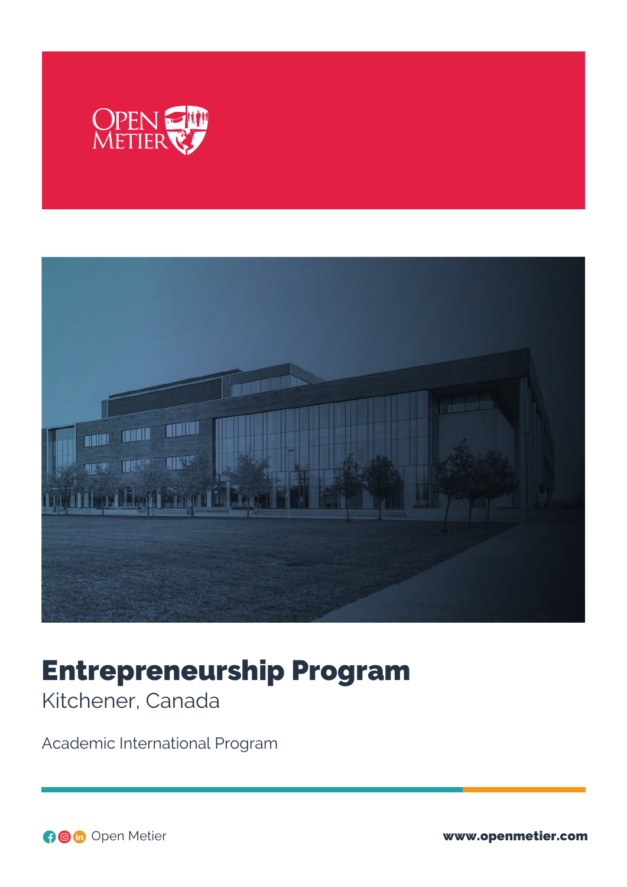OPEN METIER

# Entrepreneurship Program

Kitchener, Canada

Academic International Program

Open Metier

www.openmetier.com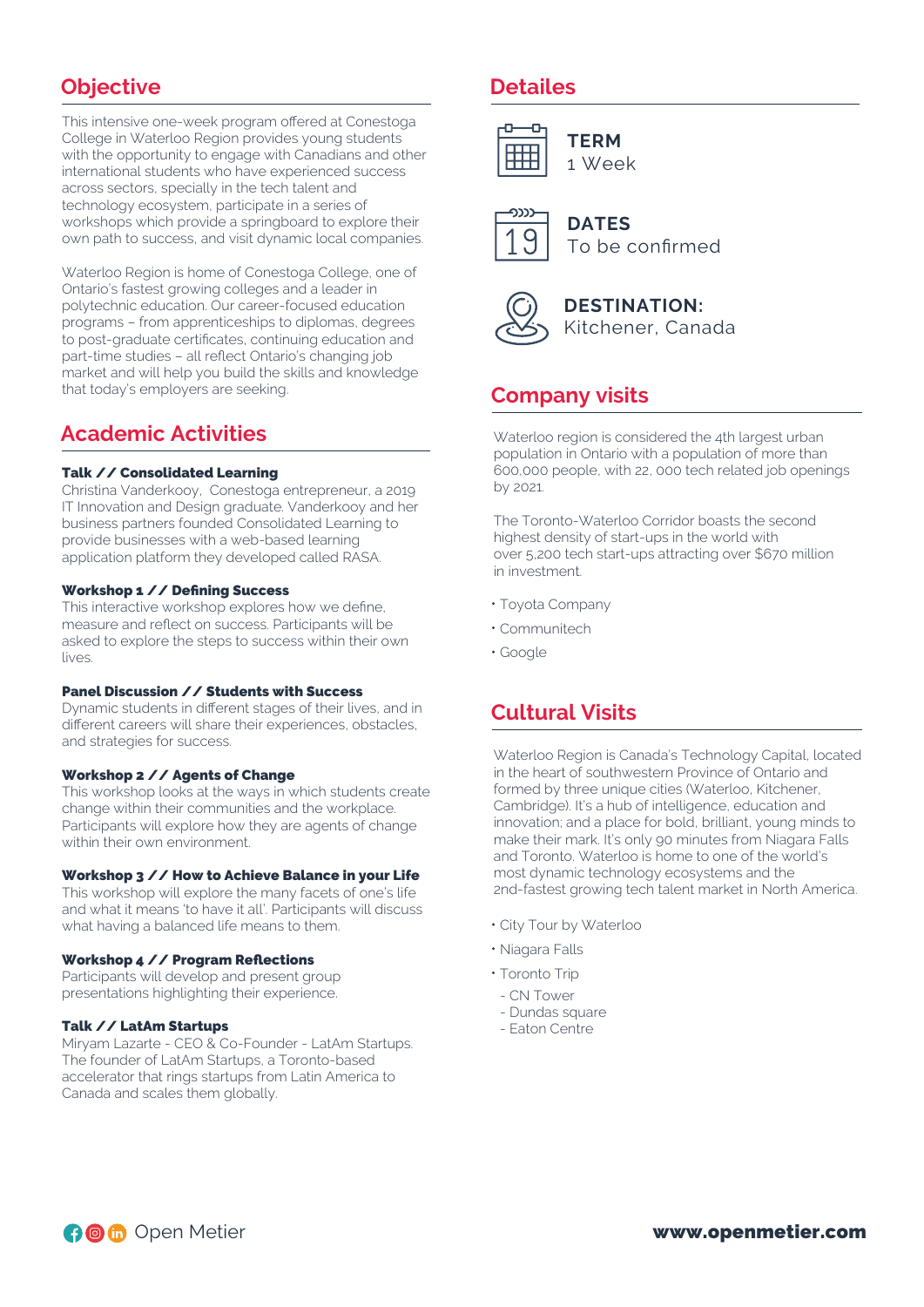## Objective

This intensive one-week program offered at Conestoga College in Waterloo Region provides young students with the opportunity to engage with Canadians and other international students who have experienced success across sectors, specially in the tech talent and technology ecosystem, participate in a series of workshops which provide a springboard to explore their own path to success, and visit dynamic local companies.

Waterloo Region is home of Conestoga College, one of Ontario's fastest growing colleges and a leader in polytechnic education. Our career-focused education programs – from apprenticeships to diplomas, degrees to post-graduate certificates, continuing education and part-time studies – all reflect Ontario's changing job market and will help you build the skills and knowledge that today's employers are seeking.

## Academic Activities

**Talk // Consolidated Learning**
Christina Vanderkooy, Conestoga entrepreneur, a 2019 IT Innovation and Design graduate. Vanderkooy and her business partners founded Consolidated Learning to provide businesses with a web-based learning application platform they developed called RASA.

**Workshop 1 // Defining Success**
This interactive workshop explores how we define, measure and reflect on success. Participants will be asked to explore the steps to success within their own lives.

**Panel Discussion // Students with Success**
Dynamic students in different stages of their lives, and in different careers will share their experiences, obstacles, and strategies for success.

**Workshop 2 // Agents of Change**
This workshop looks at the ways in which students create change within their communities and the workplace. Participants will explore how they are agents of change within their own environment.

**Workshop 3 // How to Achieve Balance in your Life**
This workshop will explore the many facets of one's life and what it means 'to have it all'. Participants will discuss what having a balanced life means to them.

**Workshop 4 // Program Reflections**
Participants will develop and present group presentations highlighting their experience.

**Talk // LatAm Startups**
Miryam Lazarte - CEO & Co-Founder - LatAm Startups. The founder of LatAm Startups, a Toronto-based accelerator that rings startups from Latin America to Canada and scales them globally.

## Detailes

**TERM**
1 Week

**DATES**
To be confirmed

**DESTINATION:**
Kitchener, Canada

## Company visits

Waterloo region is considered the 4th largest urban population in Ontario with a population of more than 600,000 people, with 22, 000 tech related job openings by 2021.

The Toronto-Waterloo Corridor boasts the second highest density of start-ups in the world with over 5,200 tech start-ups attracting over $670 million in investment.

- Toyota Company
- Communitech
- Google

## Cultural Visits

Waterloo Region is Canada's Technology Capital, located in the heart of southwestern Province of Ontario and formed by three unique cities (Waterloo, Kitchener, Cambridge). It's a hub of intelligence, education and innovation; and a place for bold, brilliant, young minds to make their mark. It's only 90 minutes from Niagara Falls and Toronto. Waterloo is home to one of the world's most dynamic technology ecosystems and the 2nd-fastest growing tech talent market in North America.

- City Tour by Waterloo
- Niagara Falls
- Toronto Trip
  - CN Tower
  - Dundas square
  - Eaton Centre

Open Metier

**www.openmetier.com**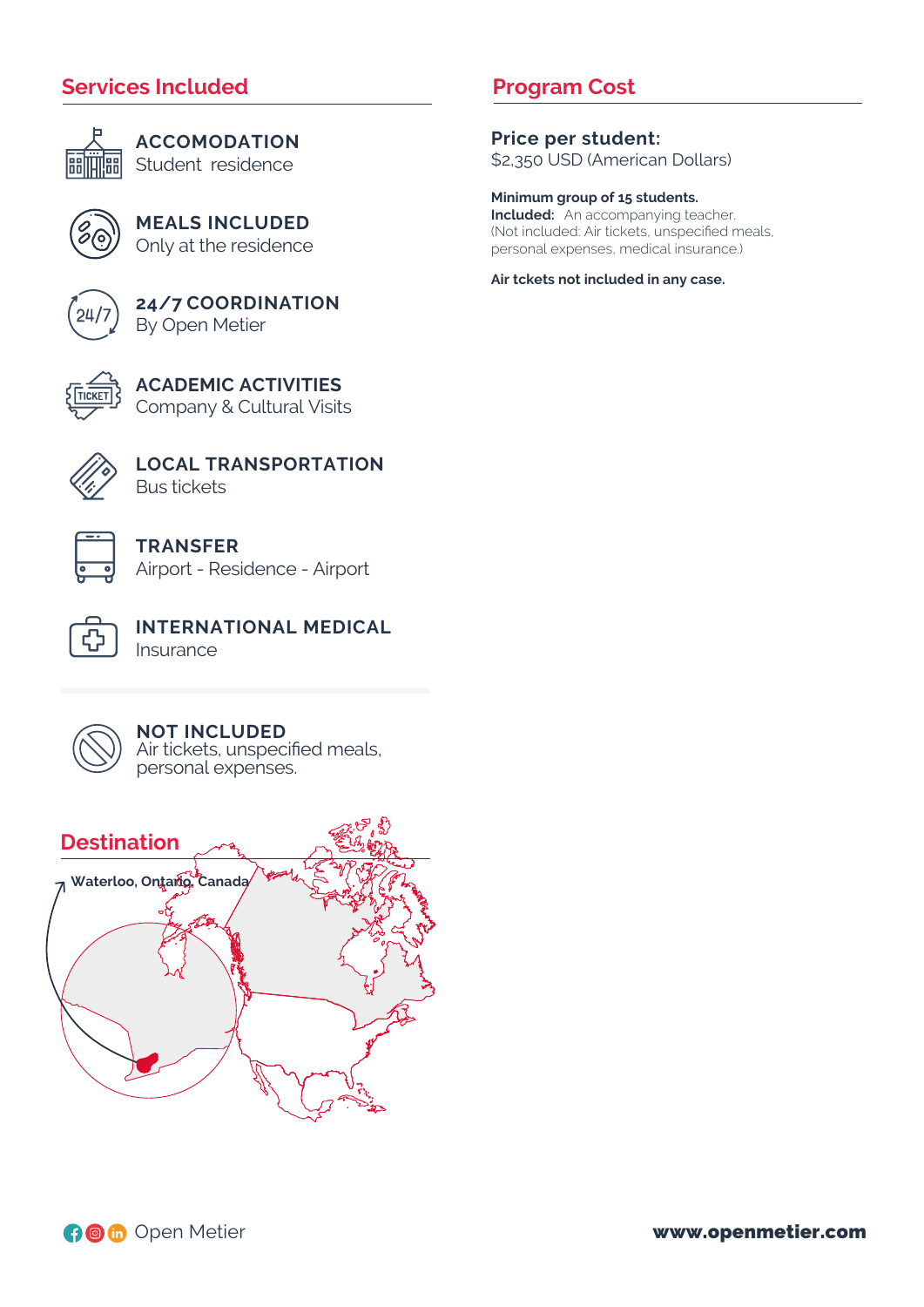## Services Included

**ACCOMODATION**
Student residence

**MEALS INCLUDED**
Only at the residence

**24/7 COORDINATION**
By Open Metier

**ACADEMIC ACTIVITIES**
Company & Cultural Visits

**LOCAL TRANSPORTATION**
Bus tickets

**TRANSFER**
Airport - Residence - Airport

**INTERNATIONAL MEDICAL**
Insurance

**NOT INCLUDED**
Air tickets, unspecified meals, personal expenses.

## Destination

**Waterloo, Ontario, Canada**

## Program Cost

**Price per student:**
$2,350 USD (American Dollars)

**Minimum group of 15 students.**
**Included:** An accompanying teacher.
(Not included: Air tickets, unspecified meals, personal expenses, medical insurance.)

**Air tckets not included in any case.**

Open Metier

**www.openmetier.com**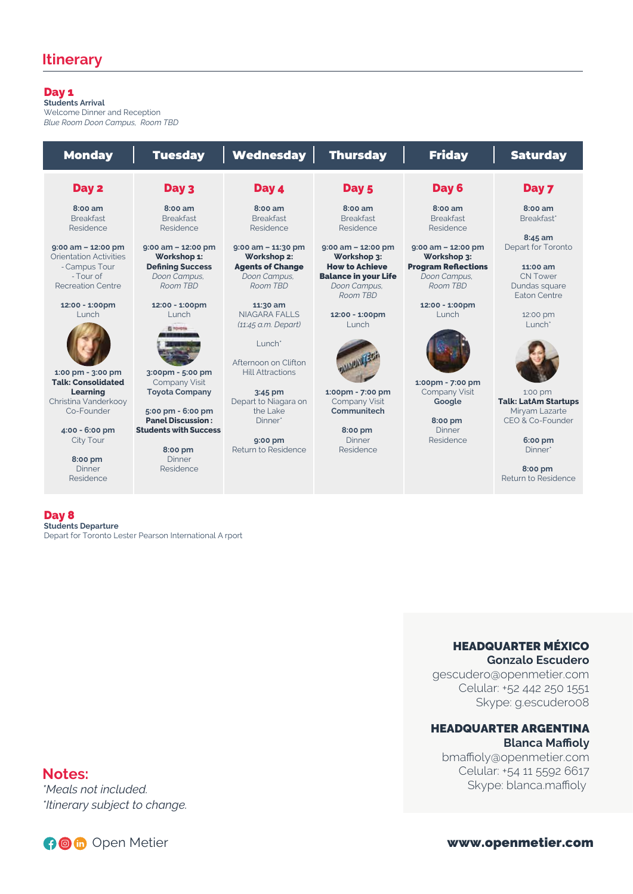# Itinerary

## Day 1

**Students Arrival**
Welcome Dinner and Reception
*Blue Room Doon Campus, Room TBD*

| Monday | Tuesday | Wednesday | Thursday | Friday | Saturday |
|---|---|---|---|---|---|
| **Day 2** | **Day 3** | **Day 4** | **Day 5** | **Day 6** | **Day 7** |
| **8:00 am** Breakfast Residence | **8:00 am** Breakfast Residence | **8:00 am** Breakfast Residence | **8:00 am** Breakfast Residence | **8:00 am** Breakfast Residence | **8:00 am** Breakfast* |
| **9:00 am – 12:00 pm** Orientation Activities - Campus Tour - Tour of Recreation Centre | **9:00 am – 12:00 pm** **Workshop 1: Defining Success** *Doon Campus, Room TBD* | **9:00 am – 11:30 pm** **Workshop 2: Agents of Change** *Doon Campus, Room TBD* | **9:00 am – 12:00 pm** **Workshop 3: How to Achieve Balance in your Life** *Doon Campus, Room TBD* | **9:00 am – 12:00 pm** **Workshop 3: Program Reflections** *Doon Campus, Room TBD* | **8:45 am** Depart for Toronto |
| **12:00 - 1:00pm** Lunch | **12:00 - 1:00pm** Lunch | **11:30 am** NIAGARA FALLS *(11:45 a.m. Depart)* | **12:00 - 1:00pm** Lunch | **12:00 - 1:00pm** Lunch | **11:00 am** CN Tower Dundas square Eaton Centre |
| **1:00 pm - 3:00 pm** **Talk: Consolidated Learning** Christina Vanderkooy Co-Founder | **3:00pm - 5:00 pm** Company Visit **Toyota Company** | Lunch* | **1:00pm - 7:00 pm** Company Visit **Communitech** | **1:00pm - 7:00 pm** Company Visit **Google** | 12:00 pm Lunch* |
| **4:00 - 6:00 pm** City Tour | **5:00 pm - 6:00 pm** **Panel Discussion : Students with Success** | Afternoon on Clifton Hill Attractions | **8:00 pm** Dinner Residence | **8:00 pm** Dinner Residence | 1:00 pm **Talk: LatAm Startups** Miryam Lazarte CEO & Co-Founder |
| **8:00 pm** Dinner Residence | **8:00 pm** Dinner Residence | **3:45 pm** Depart to Niagara on the Lake Dinner* | | | **6:00 pm** Dinner* |
| | | **9:00 pm** Return to Residence | | | **8:00 pm** Return to Residence |

## Day 8

**Students Departure**
Depart for Toronto Lester Pearson International A rport

**HEADQUARTER MÉXICO**
**Gonzalo Escudero**
gescudero@openmetier.com
Celular: +52 442 250 1551
Skype: g.escudero08

**HEADQUARTER ARGENTINA**
**Blanca Maffioly**
bmaffioly@openmetier.com
Celular: +54 11 5592 6617
Skype: blanca.maffioly

## Notes:

*\*Meals not included.*
*\*Itinerary subject to change.*

Open Metier

**www.openmetier.com**